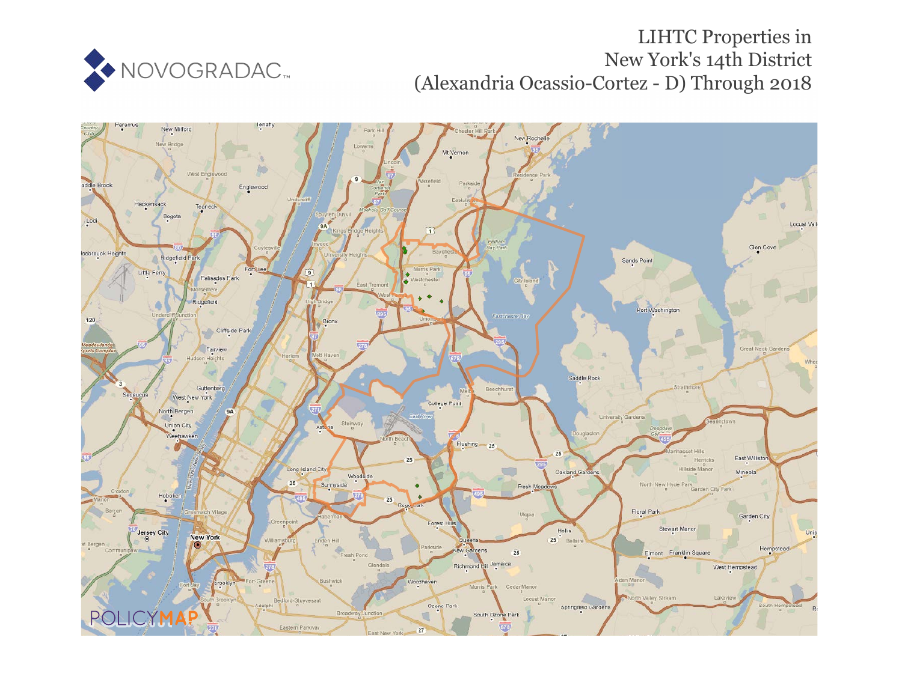NOVOGRADAC

# LIHTC Properties in New York's 14th District (Alexandria Ocasio-Cortez - D) Through 2018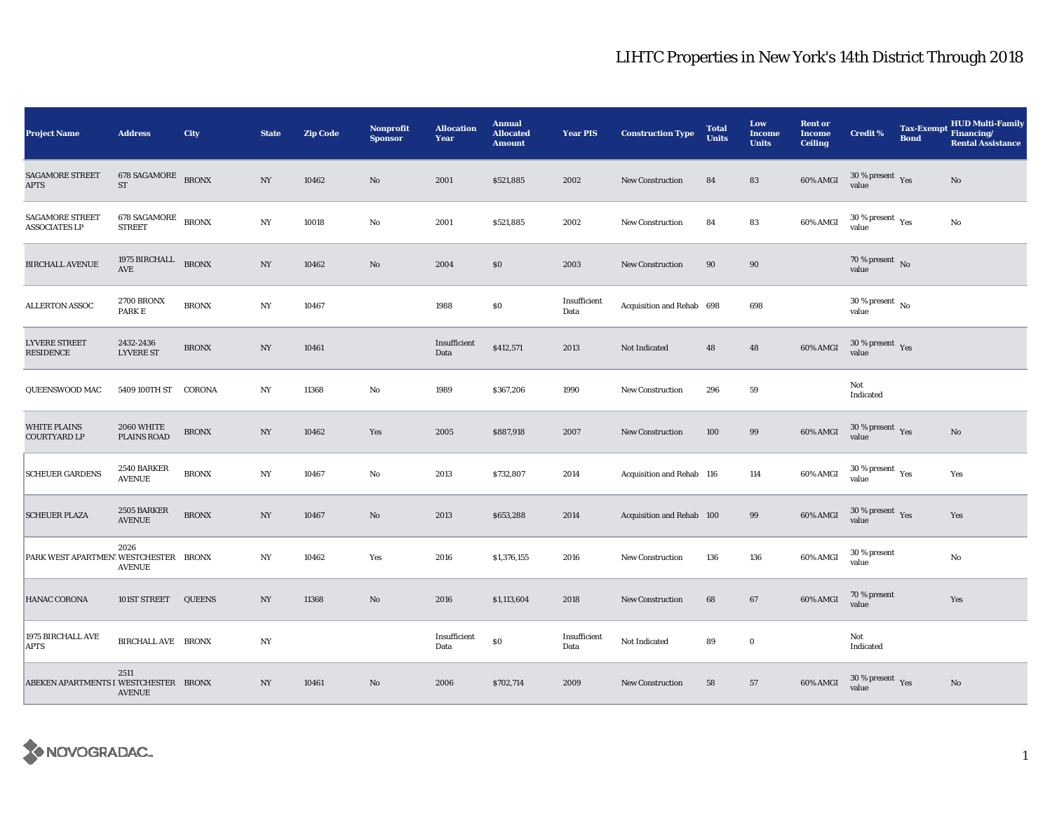# LIHTC Properties in New York's 14th District Through 2018

| Project Name | Address | City | State | Zip Code | Nonprofit Sponsor | Allocation Year | Annual Allocated Amount | Year PIS | Construction Type | Total Units | Low Income Units | Rent or Income Ceiling | Credit % | Tax-Exempt Bond | HUD Multi-Family Financing/ Rental Assistance |
|---|---|---|---|---|---|---|---|---|---|---|---|---|---|---|---|
| SAGAMORE STREET APTS | 678 SAGAMORE ST | BRONX | NY | 10462 | No | 2001 | $521,885 | 2002 | New Construction | 84 | 83 | 60% AMGI | 30 % present value | Yes | No |
| SAGAMORE STREET ASSOCIATES LP | 678 SAGAMORE STREET | BRONX | NY | 10018 | No | 2001 | $521,885 | 2002 | New Construction | 84 | 83 | 60% AMGI | 30 % present value | Yes | No |
| BIRCHALL AVENUE | 1975 BIRCHALL AVE | BRONX | NY | 10462 | No | 2004 | $0 | 2003 | New Construction | 90 | 90 | | 70 % present value | No | |
| ALLERTON ASSOC | 2700 BRONX PARK E | BRONX | NY | 10467 | | 1988 | $0 | Insufficient Data | Acquisition and Rehab | 698 | 698 | | 30 % present value | No | |
| LYVERE STREET RESIDENCE | 2432-2436 LYVERE ST | BRONX | NY | 10461 | | Insufficient Data | $412,571 | 2013 | Not Indicated | 48 | 48 | 60% AMGI | 30 % present value | Yes | |
| QUEENSWOOD MAC | 5409 100TH ST | CORONA | NY | 11368 | No | 1989 | $367,206 | 1990 | New Construction | 296 | 59 | | Not Indicated | | |
| WHITE PLAINS COURTYARD LP | 2060 WHITE PLAINS ROAD | BRONX | NY | 10462 | Yes | 2005 | $887,918 | 2007 | New Construction | 100 | 99 | 60% AMGI | 30 % present value | Yes | No |
| SCHEUER GARDENS | 2540 BARKER AVENUE | BRONX | NY | 10467 | No | 2013 | $732,807 | 2014 | Acquisition and Rehab | 116 | 114 | 60% AMGI | 30 % present value | Yes | Yes |
| SCHEUER PLAZA | 2505 BARKER AVENUE | BRONX | NY | 10467 | No | 2013 | $653,288 | 2014 | Acquisition and Rehab | 100 | 99 | 60% AMGI | 30 % present value | Yes | Yes |
| PARK WEST APARTMENTS | 2026 WESTCHESTER AVENUE | BRONX | NY | 10462 | Yes | 2016 | $1,376,155 | 2016 | New Construction | 136 | 136 | 60% AMGI | 30 % present value | | No |
| HANAC CORONA | 101ST STREET | QUEENS | NY | 11368 | No | 2016 | $1,113,604 | 2018 | New Construction | 68 | 67 | 60% AMGI | 70 % present value | | Yes |
| 1975 BIRCHALL AVE APTS | BIRCHALL AVE | BRONX | NY | | | Insufficient Data | $0 | Insufficient Data | Not Indicated | 89 | 0 | | Not Indicated | | |
| ABEKEN APARTMENTS I | 2511 WESTCHESTER AVENUE | BRONX | NY | 10461 | No | 2006 | $702,714 | 2009 | New Construction | 58 | 57 | 60% AMGI | 30 % present value | Yes | No |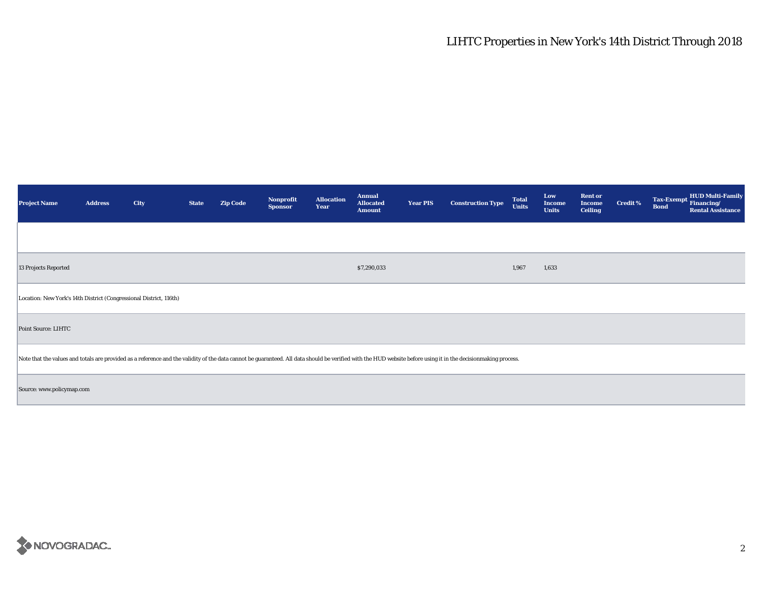# LIHTC Properties in New York's 14th District Through 2018

| Project Name | Address | City | State | Zip Code | Nonprofit Sponsor | Allocation Year | Annual Allocated Amount | Year PIS | Construction Type | Total Units | Low Income Units | Rent or Income Ceiling | Credit % | Tax-Exempt Bond | HUD Multi-Family Financing/ Rental Assistance |
|---|---|---|---|---|---|---|---|---|---|---|---|---|---|---|---|
| | | | | | | | | | | | | | | | |
| 13 Projects Reported | | | | | | | $7,290,033 | | | 1,967 | 1,633 | | | | |

Location: New York's 14th District (Congressional District, 116th)

Point Source: LIHTC

Note that the values and totals are provided as a reference and the validity of the data cannot be guaranteed. All data should be verified with the HUD website before using it in the decisionmaking process.

Source: www.policymap.com